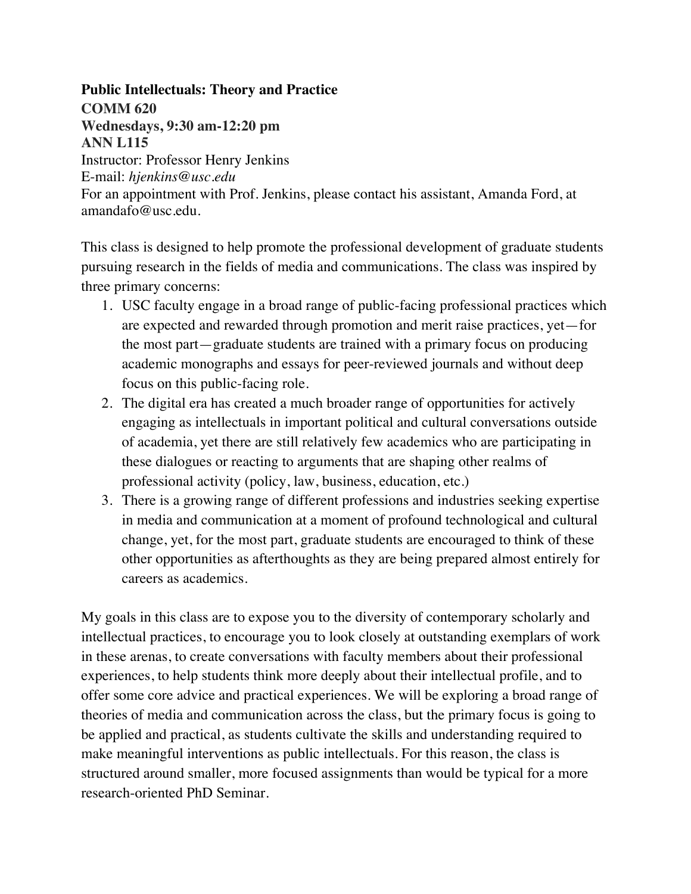**Public Intellectuals: Theory and Practice**
**COMM 620**
**Wednesdays, 9:30 am-12:20 pm**
**ANN L115**
Instructor: Professor Henry Jenkins
E-mail: *hjenkins@usc.edu*
For an appointment with Prof. Jenkins, please contact his assistant, Amanda Ford, at amandafo@usc.edu.

This class is designed to help promote the professional development of graduate students pursuing research in the fields of media and communications. The class was inspired by three primary concerns:

1. USC faculty engage in a broad range of public-facing professional practices which are expected and rewarded through promotion and merit raise practices, yet—for the most part—graduate students are trained with a primary focus on producing academic monographs and essays for peer-reviewed journals and without deep focus on this public-facing role.
2. The digital era has created a much broader range of opportunities for actively engaging as intellectuals in important political and cultural conversations outside of academia, yet there are still relatively few academics who are participating in these dialogues or reacting to arguments that are shaping other realms of professional activity (policy, law, business, education, etc.)
3. There is a growing range of different professions and industries seeking expertise in media and communication at a moment of profound technological and cultural change, yet, for the most part, graduate students are encouraged to think of these other opportunities as afterthoughts as they are being prepared almost entirely for careers as academics.

My goals in this class are to expose you to the diversity of contemporary scholarly and intellectual practices, to encourage you to look closely at outstanding exemplars of work in these arenas, to create conversations with faculty members about their professional experiences, to help students think more deeply about their intellectual profile, and to offer some core advice and practical experiences. We will be exploring a broad range of theories of media and communication across the class, but the primary focus is going to be applied and practical, as students cultivate the skills and understanding required to make meaningful interventions as public intellectuals. For this reason, the class is structured around smaller, more focused assignments than would be typical for a more research-oriented PhD Seminar.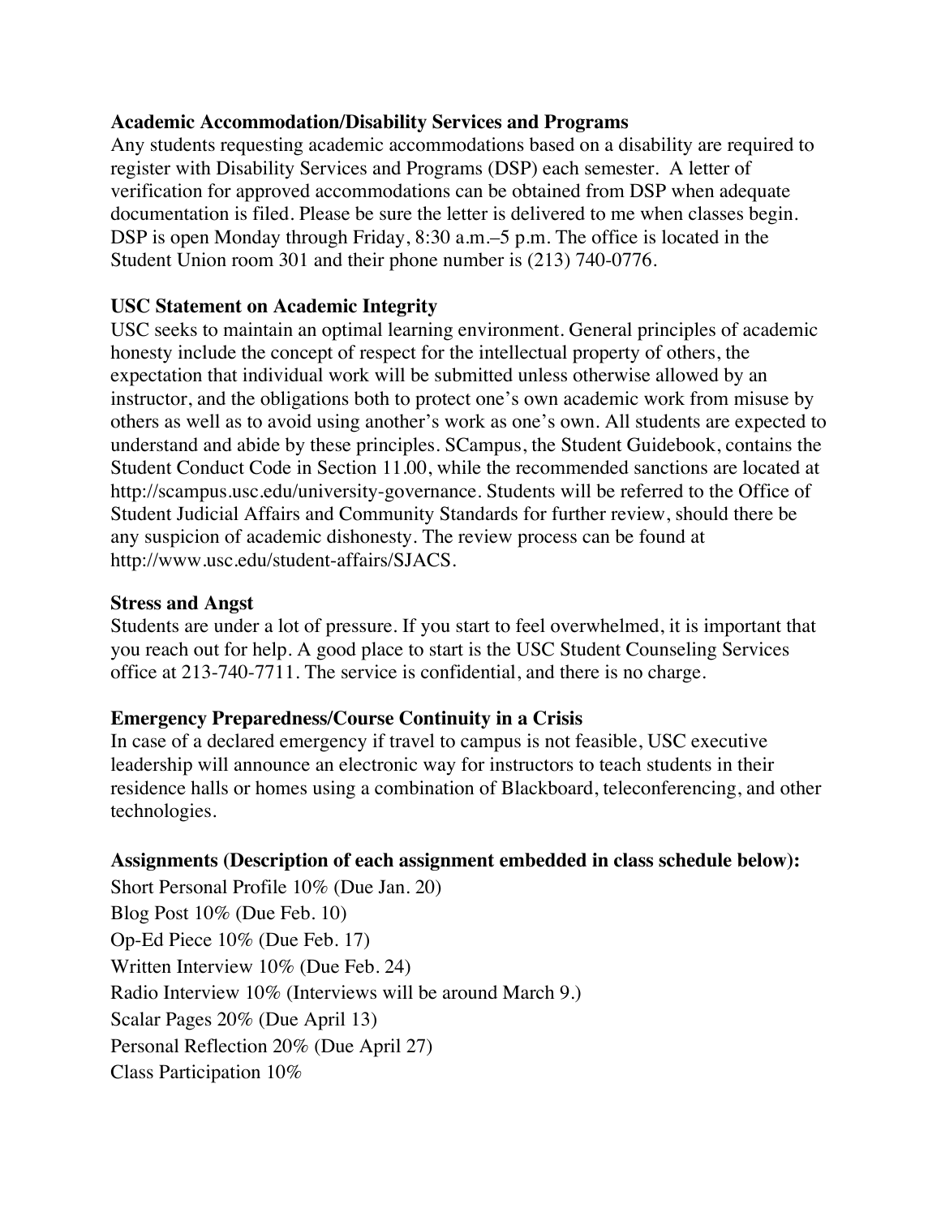**Academic Accommodation/Disability Services and Programs**

Any students requesting academic accommodations based on a disability are required to register with Disability Services and Programs (DSP) each semester. A letter of verification for approved accommodations can be obtained from DSP when adequate documentation is filed. Please be sure the letter is delivered to me when classes begin. DSP is open Monday through Friday, 8:30 a.m.–5 p.m. The office is located in the Student Union room 301 and their phone number is (213) 740-0776.

**USC Statement on Academic Integrity**

USC seeks to maintain an optimal learning environment. General principles of academic honesty include the concept of respect for the intellectual property of others, the expectation that individual work will be submitted unless otherwise allowed by an instructor, and the obligations both to protect one's own academic work from misuse by others as well as to avoid using another's work as one's own. All students are expected to understand and abide by these principles. SCampus, the Student Guidebook, contains the Student Conduct Code in Section 11.00, while the recommended sanctions are located at http://scampus.usc.edu/university-governance. Students will be referred to the Office of Student Judicial Affairs and Community Standards for further review, should there be any suspicion of academic dishonesty. The review process can be found at http://www.usc.edu/student-affairs/SJACS.

**Stress and Angst**

Students are under a lot of pressure. If you start to feel overwhelmed, it is important that you reach out for help. A good place to start is the USC Student Counseling Services office at 213-740-7711. The service is confidential, and there is no charge.

**Emergency Preparedness/Course Continuity in a Crisis**

In case of a declared emergency if travel to campus is not feasible, USC executive leadership will announce an electronic way for instructors to teach students in their residence halls or homes using a combination of Blackboard, teleconferencing, and other technologies.

**Assignments (Description of each assignment embedded in class schedule below):**

Short Personal Profile 10% (Due Jan. 20)
Blog Post 10% (Due Feb. 10)
Op-Ed Piece 10% (Due Feb. 17)
Written Interview 10% (Due Feb. 24)
Radio Interview 10% (Interviews will be around March 9.)
Scalar Pages 20% (Due April 13)
Personal Reflection 20% (Due April 27)
Class Participation 10%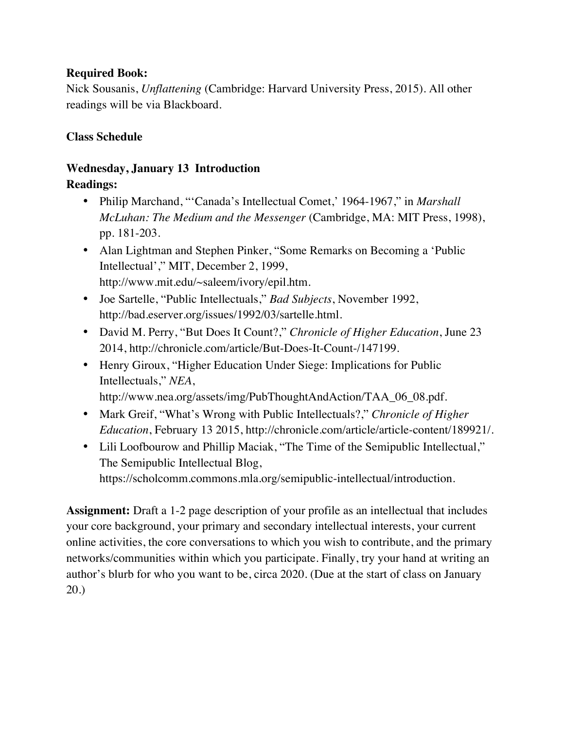**Required Book:**
Nick Sousanis, *Unflattening* (Cambridge: Harvard University Press, 2015). All other readings will be via Blackboard.

**Class Schedule**

**Wednesday, January 13  Introduction**
**Readings:**

- Philip Marchand, "'Canada's Intellectual Comet,' 1964-1967," in *Marshall McLuhan: The Medium and the Messenger* (Cambridge, MA: MIT Press, 1998), pp. 181-203.
- Alan Lightman and Stephen Pinker, "Some Remarks on Becoming a 'Public Intellectual'," MIT, December 2, 1999, http://www.mit.edu/~saleem/ivory/epil.htm.
- Joe Sartelle, "Public Intellectuals," *Bad Subjects*, November 1992, http://bad.eserver.org/issues/1992/03/sartelle.html.
- David M. Perry, "But Does It Count?," *Chronicle of Higher Education*, June 23 2014, http://chronicle.com/article/But-Does-It-Count-/147199.
- Henry Giroux, "Higher Education Under Siege: Implications for Public Intellectuals," *NEA*, http://www.nea.org/assets/img/PubThoughtAndAction/TAA_06_08.pdf.
- Mark Greif, "What's Wrong with Public Intellectuals?," *Chronicle of Higher Education*, February 13 2015, http://chronicle.com/article/article-content/189921/.
- Lili Loofbourow and Phillip Maciak, "The Time of the Semipublic Intellectual," The Semipublic Intellectual Blog, https://scholcomm.commons.mla.org/semipublic-intellectual/introduction.

**Assignment:** Draft a 1-2 page description of your profile as an intellectual that includes your core background, your primary and secondary intellectual interests, your current online activities, the core conversations to which you wish to contribute, and the primary networks/communities within which you participate. Finally, try your hand at writing an author's blurb for who you want to be, circa 2020. (Due at the start of class on January 20.)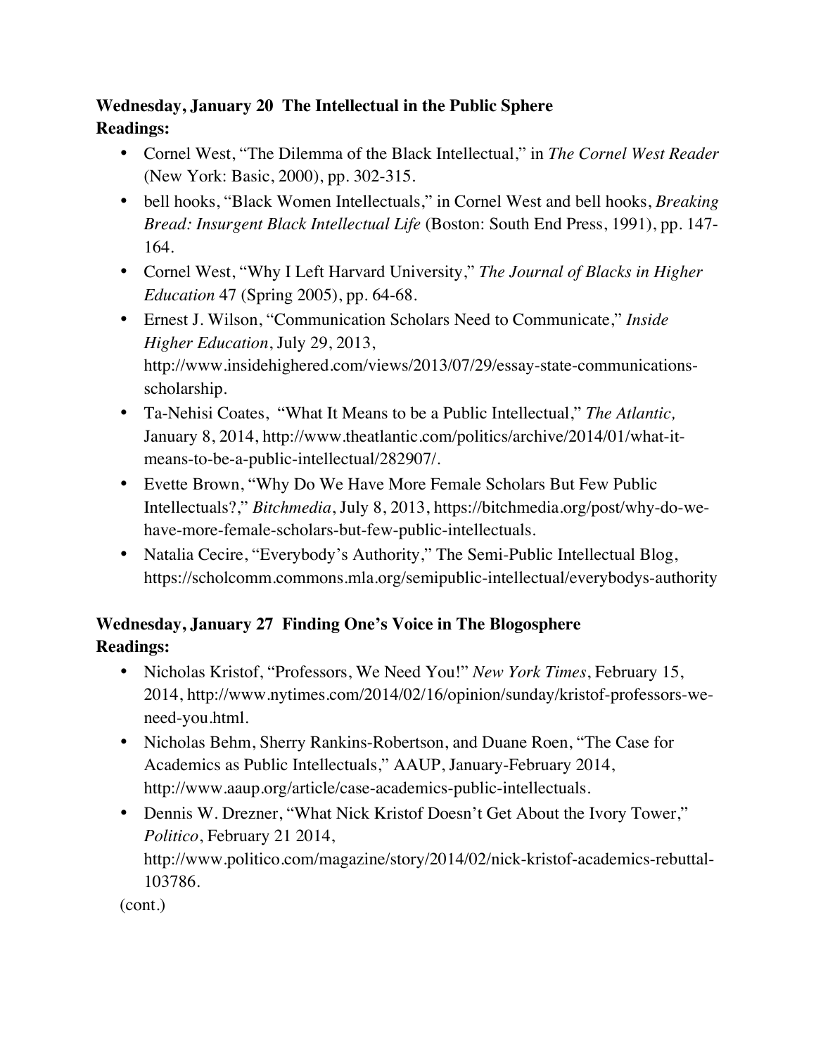**Wednesday, January 20  The Intellectual in the Public Sphere**
**Readings:**

- Cornel West, "The Dilemma of the Black Intellectual," in *The Cornel West Reader* (New York: Basic, 2000), pp. 302-315.
- bell hooks, "Black Women Intellectuals," in Cornel West and bell hooks, *Breaking Bread: Insurgent Black Intellectual Life* (Boston: South End Press, 1991), pp. 147-164.
- Cornel West, "Why I Left Harvard University," *The Journal of Blacks in Higher Education* 47 (Spring 2005), pp. 64-68.
- Ernest J. Wilson, "Communication Scholars Need to Communicate," *Inside Higher Education*, July 29, 2013, http://www.insidehighered.com/views/2013/07/29/essay-state-communications-scholarship.
- Ta-Nehisi Coates, "What It Means to be a Public Intellectual," *The Atlantic,* January 8, 2014, http://www.theatlantic.com/politics/archive/2014/01/what-it-means-to-be-a-public-intellectual/282907/.
- Evette Brown, "Why Do We Have More Female Scholars But Few Public Intellectuals?," *Bitchmedia*, July 8, 2013, https://bitchmedia.org/post/why-do-we-have-more-female-scholars-but-few-public-intellectuals.
- Natalia Cecire, "Everybody's Authority," The Semi-Public Intellectual Blog, https://scholcomm.commons.mla.org/semipublic-intellectual/everybodys-authority

**Wednesday, January 27  Finding One's Voice in The Blogosphere**
**Readings:**

- Nicholas Kristof, "Professors, We Need You!" *New York Times*, February 15, 2014, http://www.nytimes.com/2014/02/16/opinion/sunday/kristof-professors-we-need-you.html.
- Nicholas Behm, Sherry Rankins-Robertson, and Duane Roen, "The Case for Academics as Public Intellectuals," AAUP, January-February 2014, http://www.aaup.org/article/case-academics-public-intellectuals.
- Dennis W. Drezner, "What Nick Kristof Doesn't Get About the Ivory Tower," *Politico*, February 21 2014, http://www.politico.com/magazine/story/2014/02/nick-kristof-academics-rebuttal-103786.

(cont.)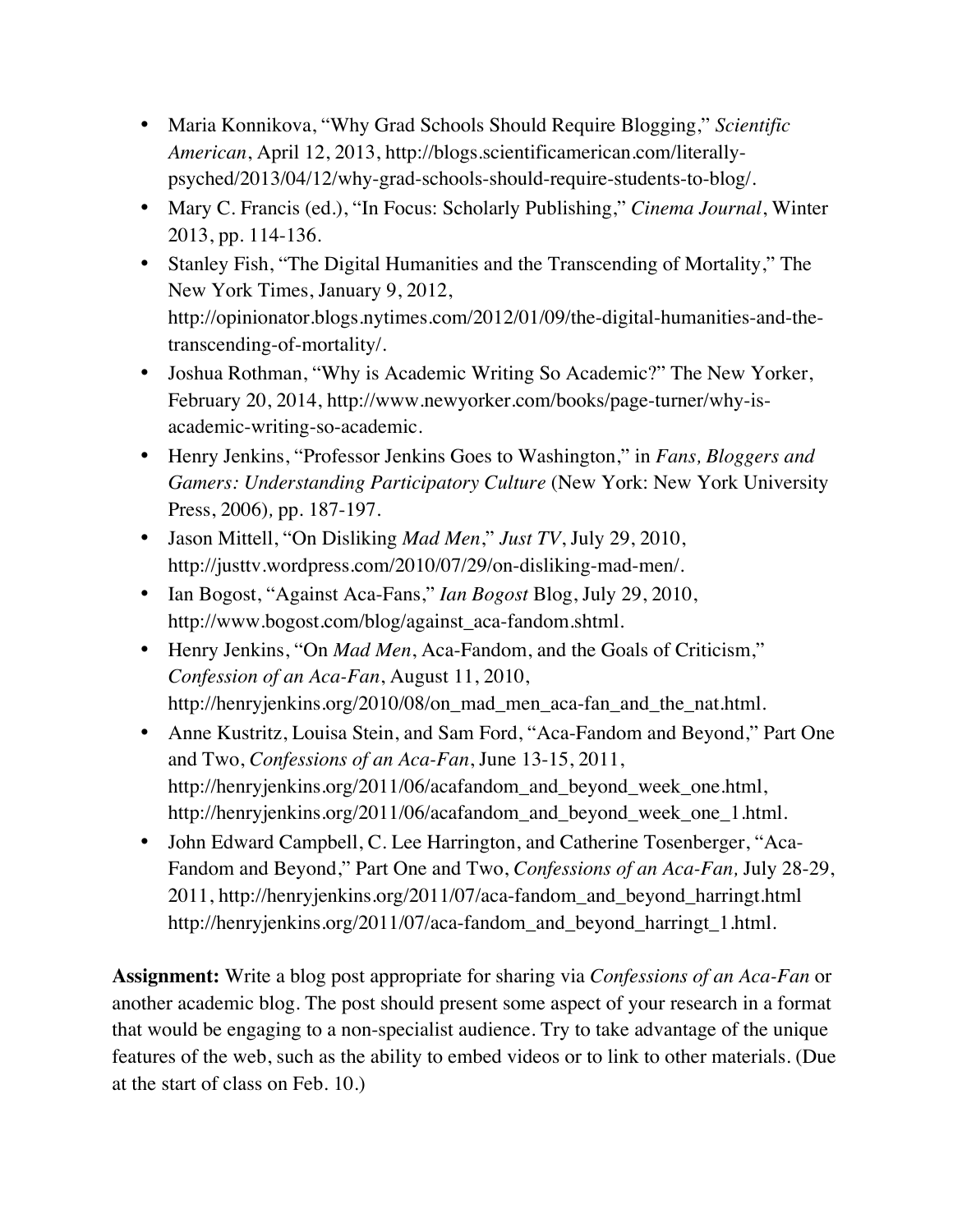- Maria Konnikova, "Why Grad Schools Should Require Blogging," *Scientific American*, April 12, 2013, http://blogs.scientificamerican.com/literally-psyched/2013/04/12/why-grad-schools-should-require-students-to-blog/.
- Mary C. Francis (ed.), "In Focus: Scholarly Publishing," *Cinema Journal*, Winter 2013, pp. 114-136.
- Stanley Fish, "The Digital Humanities and the Transcending of Mortality," The New York Times, January 9, 2012, http://opinionator.blogs.nytimes.com/2012/01/09/the-digital-humanities-and-the-transcending-of-mortality/.
- Joshua Rothman, "Why is Academic Writing So Academic?" The New Yorker, February 20, 2014, http://www.newyorker.com/books/page-turner/why-is-academic-writing-so-academic.
- Henry Jenkins, "Professor Jenkins Goes to Washington," in *Fans, Bloggers and Gamers: Understanding Participatory Culture* (New York: New York University Press, 2006), pp. 187-197.
- Jason Mittell, "On Disliking *Mad Men*," *Just TV*, July 29, 2010, http://justtv.wordpress.com/2010/07/29/on-disliking-mad-men/.
- Ian Bogost, "Against Aca-Fans," *Ian Bogost* Blog, July 29, 2010, http://www.bogost.com/blog/against_aca-fandom.shtml.
- Henry Jenkins, "On *Mad Men*, Aca-Fandom, and the Goals of Criticism," *Confession of an Aca-Fan*, August 11, 2010, http://henryjenkins.org/2010/08/on_mad_men_aca-fan_and_the_nat.html.
- Anne Kustritz, Louisa Stein, and Sam Ford, "Aca-Fandom and Beyond," Part One and Two, *Confessions of an Aca-Fan*, June 13-15, 2011, http://henryjenkins.org/2011/06/acafandom_and_beyond_week_one.html, http://henryjenkins.org/2011/06/acafandom_and_beyond_week_one_1.html.
- John Edward Campbell, C. Lee Harrington, and Catherine Tosenberger, "Aca-Fandom and Beyond," Part One and Two, *Confessions of an Aca-Fan,* July 28-29, 2011, http://henryjenkins.org/2011/07/aca-fandom_and_beyond_harringt.html http://henryjenkins.org/2011/07/aca-fandom_and_beyond_harringt_1.html.

**Assignment:** Write a blog post appropriate for sharing via *Confessions of an Aca-Fan* or another academic blog. The post should present some aspect of your research in a format that would be engaging to a non-specialist audience. Try to take advantage of the unique features of the web, such as the ability to embed videos or to link to other materials. (Due at the start of class on Feb. 10.)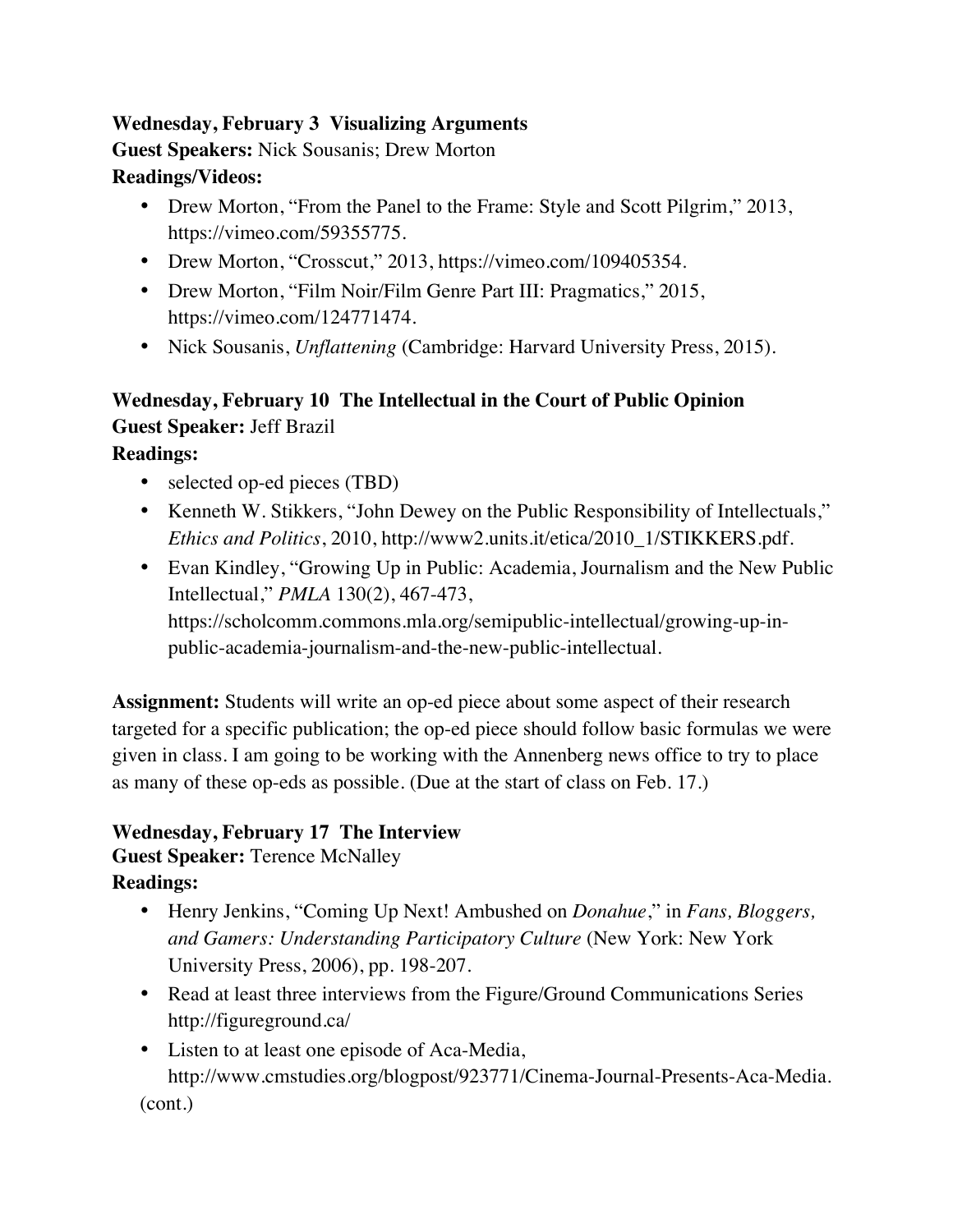**Wednesday, February 3 Visualizing Arguments**

**Guest Speakers:** Nick Sousanis; Drew Morton

**Readings/Videos:**

- Drew Morton, "From the Panel to the Frame: Style and Scott Pilgrim," 2013, https://vimeo.com/59355775.
- Drew Morton, "Crosscut," 2013, https://vimeo.com/109405354.
- Drew Morton, "Film Noir/Film Genre Part III: Pragmatics," 2015, https://vimeo.com/124771474.
- Nick Sousanis, *Unflattening* (Cambridge: Harvard University Press, 2015).

**Wednesday, February 10 The Intellectual in the Court of Public Opinion**

**Guest Speaker:** Jeff Brazil

**Readings:**

- selected op-ed pieces (TBD)
- Kenneth W. Stikkers, "John Dewey on the Public Responsibility of Intellectuals," *Ethics and Politics*, 2010, http://www2.units.it/etica/2010_1/STIKKERS.pdf.
- Evan Kindley, "Growing Up in Public: Academia, Journalism and the New Public Intellectual," *PMLA* 130(2), 467-473, https://scholcomm.commons.mla.org/semipublic-intellectual/growing-up-in-public-academia-journalism-and-the-new-public-intellectual.

**Assignment:** Students will write an op-ed piece about some aspect of their research targeted for a specific publication; the op-ed piece should follow basic formulas we were given in class. I am going to be working with the Annenberg news office to try to place as many of these op-eds as possible. (Due at the start of class on Feb. 17.)

**Wednesday, February 17 The Interview**

**Guest Speaker:** Terence McNalley

**Readings:**

- Henry Jenkins, "Coming Up Next! Ambushed on *Donahue*," in *Fans, Bloggers, and Gamers: Understanding Participatory Culture* (New York: New York University Press, 2006), pp. 198-207.
- Read at least three interviews from the Figure/Ground Communications Series http://figureground.ca/
- Listen to at least one episode of Aca-Media, http://www.cmstudies.org/blogpost/923771/Cinema-Journal-Presents-Aca-Media.

(cont.)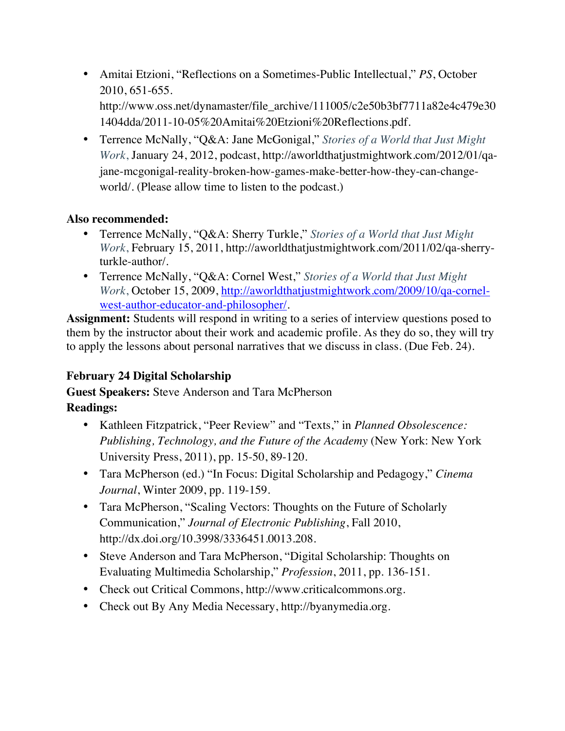- Amitai Etzioni, "Reflections on a Sometimes-Public Intellectual," *PS*, October 2010, 651-655. http://www.oss.net/dynamaster/file_archive/111005/c2e50b3bf7711a82e4c479e301404dda/2011-10-05%20Amitai%20Etzioni%20Reflections.pdf.
- Terrence McNally, "Q&A: Jane McGonigal," *Stories of a World that Just Might Work*, January 24, 2012, podcast, http://aworldthatjustmightwork.com/2012/01/qa-jane-mcgonigal-reality-broken-how-games-make-better-how-they-can-change-world/. (Please allow time to listen to the podcast.)

**Also recommended:**

- Terrence McNally, "Q&A: Sherry Turkle," *Stories of a World that Just Might Work*, February 15, 2011, http://aworldthatjustmightwork.com/2011/02/qa-sherry-turkle-author/.
- Terrence McNally, "Q&A: Cornel West," *Stories of a World that Just Might Work*, October 15, 2009, http://aworldthatjustmightwork.com/2009/10/qa-cornel-west-author-educator-and-philosopher/.

**Assignment:** Students will respond in writing to a series of interview questions posed to them by the instructor about their work and academic profile. As they do so, they will try to apply the lessons about personal narratives that we discuss in class. (Due Feb. 24).

**February 24 Digital Scholarship**

**Guest Speakers:** Steve Anderson and Tara McPherson

**Readings:**

- Kathleen Fitzpatrick, "Peer Review" and "Texts," in *Planned Obsolescence: Publishing, Technology, and the Future of the Academy* (New York: New York University Press, 2011), pp. 15-50, 89-120.
- Tara McPherson (ed.) "In Focus: Digital Scholarship and Pedagogy," *Cinema Journal*, Winter 2009, pp. 119-159.
- Tara McPherson, "Scaling Vectors: Thoughts on the Future of Scholarly Communication," *Journal of Electronic Publishing*, Fall 2010, http://dx.doi.org/10.3998/3336451.0013.208.
- Steve Anderson and Tara McPherson, "Digital Scholarship: Thoughts on Evaluating Multimedia Scholarship," *Profession*, 2011, pp. 136-151.
- Check out Critical Commons, http://www.criticalcommons.org.
- Check out By Any Media Necessary, http://byanymedia.org.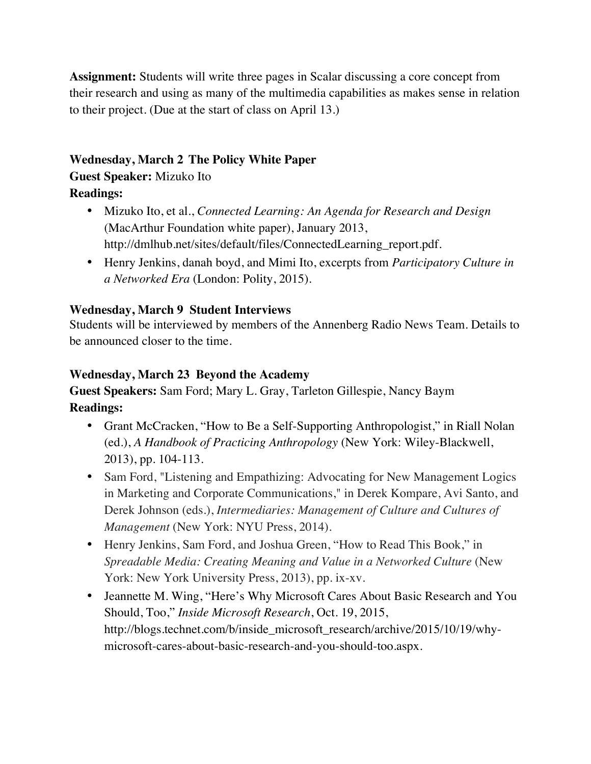**Assignment:** Students will write three pages in Scalar discussing a core concept from their research and using as many of the multimedia capabilities as makes sense in relation to their project. (Due at the start of class on April 13.)

**Wednesday, March 2 The Policy White Paper**
**Guest Speaker:** Mizuko Ito
**Readings:**

- Mizuko Ito, et al., *Connected Learning: An Agenda for Research and Design* (MacArthur Foundation white paper), January 2013, http://dmlhub.net/sites/default/files/ConnectedLearning_report.pdf.
- Henry Jenkins, danah boyd, and Mimi Ito, excerpts from *Participatory Culture in a Networked Era* (London: Polity, 2015).

**Wednesday, March 9 Student Interviews**
Students will be interviewed by members of the Annenberg Radio News Team. Details to be announced closer to the time.

**Wednesday, March 23 Beyond the Academy**
**Guest Speakers:** Sam Ford; Mary L. Gray, Tarleton Gillespie, Nancy Baym
**Readings:**

- Grant McCracken, "How to Be a Self-Supporting Anthropologist," in Riall Nolan (ed.), *A Handbook of Practicing Anthropology* (New York: Wiley-Blackwell, 2013), pp. 104-113.
- Sam Ford, "Listening and Empathizing: Advocating for New Management Logics in Marketing and Corporate Communications," in Derek Kompare, Avi Santo, and Derek Johnson (eds.), *Intermediaries: Management of Culture and Cultures of Management* (New York: NYU Press, 2014).
- Henry Jenkins, Sam Ford, and Joshua Green, "How to Read This Book," in *Spreadable Media: Creating Meaning and Value in a Networked Culture* (New York: New York University Press, 2013), pp. ix-xv.
- Jeannette M. Wing, "Here's Why Microsoft Cares About Basic Research and You Should, Too," *Inside Microsoft Research*, Oct. 19, 2015, http://blogs.technet.com/b/inside_microsoft_research/archive/2015/10/19/why-microsoft-cares-about-basic-research-and-you-should-too.aspx.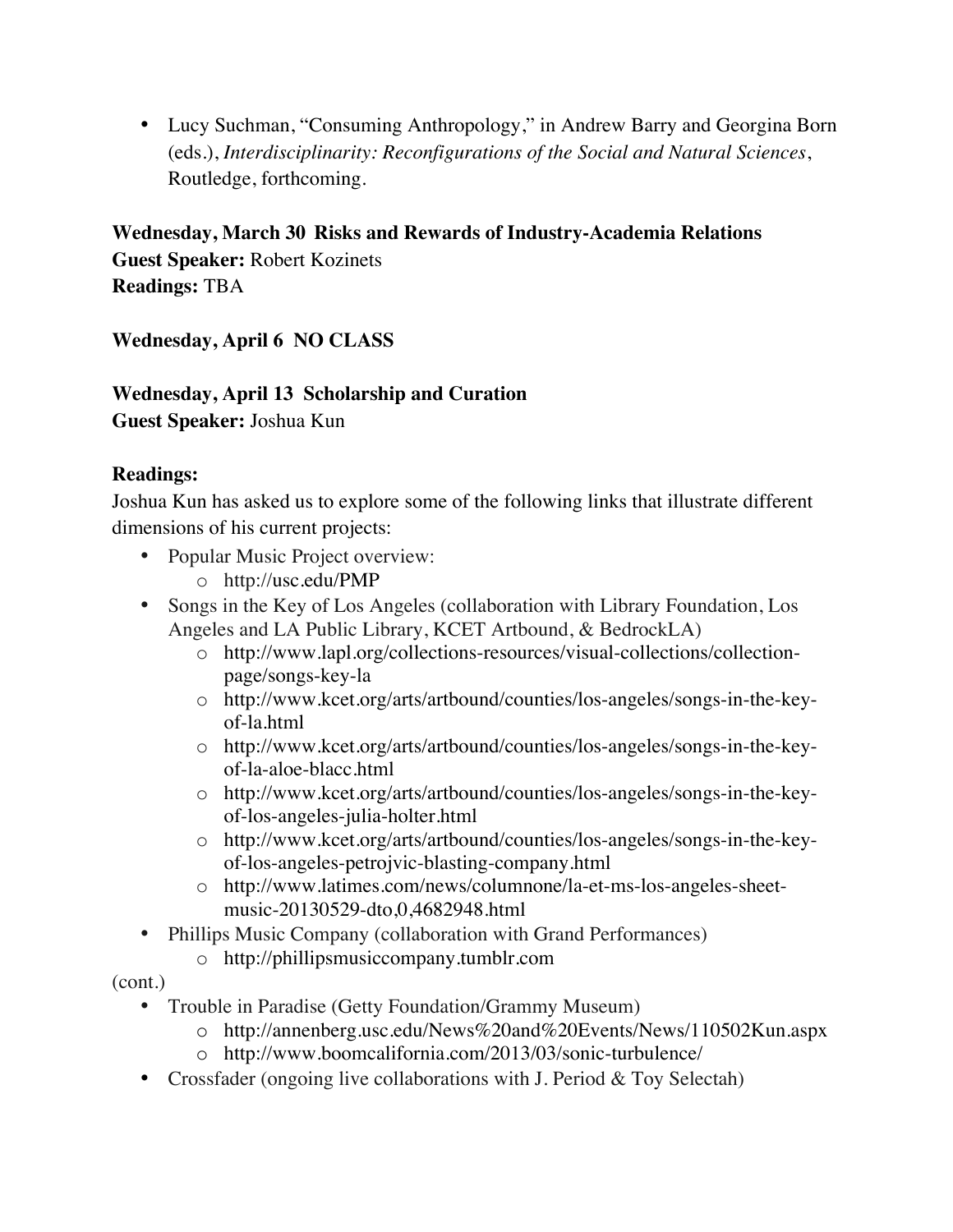- Lucy Suchman, "Consuming Anthropology," in Andrew Barry and Georgina Born (eds.), *Interdisciplinarity: Reconfigurations of the Social and Natural Sciences*, Routledge, forthcoming.

**Wednesday, March 30 Risks and Rewards of Industry-Academia Relations**
**Guest Speaker:** Robert Kozinets
**Readings:** TBA

**Wednesday, April 6 NO CLASS**

**Wednesday, April 13 Scholarship and Curation**
**Guest Speaker:** Joshua Kun

**Readings:**
Joshua Kun has asked us to explore some of the following links that illustrate different dimensions of his current projects:

- Popular Music Project overview:
    - http://usc.edu/PMP
- Songs in the Key of Los Angeles (collaboration with Library Foundation, Los Angeles and LA Public Library, KCET Artbound, & BedrockLA)
    - http://www.lapl.org/collections-resources/visual-collections/collection-page/songs-key-la
    - http://www.kcet.org/arts/artbound/counties/los-angeles/songs-in-the-key-of-la.html
    - http://www.kcet.org/arts/artbound/counties/los-angeles/songs-in-the-key-of-la-aloe-blacc.html
    - http://www.kcet.org/arts/artbound/counties/los-angeles/songs-in-the-key-of-los-angeles-julia-holter.html
    - http://www.kcet.org/arts/artbound/counties/los-angeles/songs-in-the-key-of-los-angeles-petrojvic-blasting-company.html
    - http://www.latimes.com/news/columnone/la-et-ms-los-angeles-sheet-music-20130529-dto,0,4682948.html
- Phillips Music Company (collaboration with Grand Performances)
    - http://phillipsmusiccompany.tumblr.com

(cont.)

- Trouble in Paradise (Getty Foundation/Grammy Museum)
    - http://annenberg.usc.edu/News%20and%20Events/News/110502Kun.aspx
    - http://www.boomcalifornia.com/2013/03/sonic-turbulence/
- Crossfader (ongoing live collaborations with J. Period & Toy Selectah)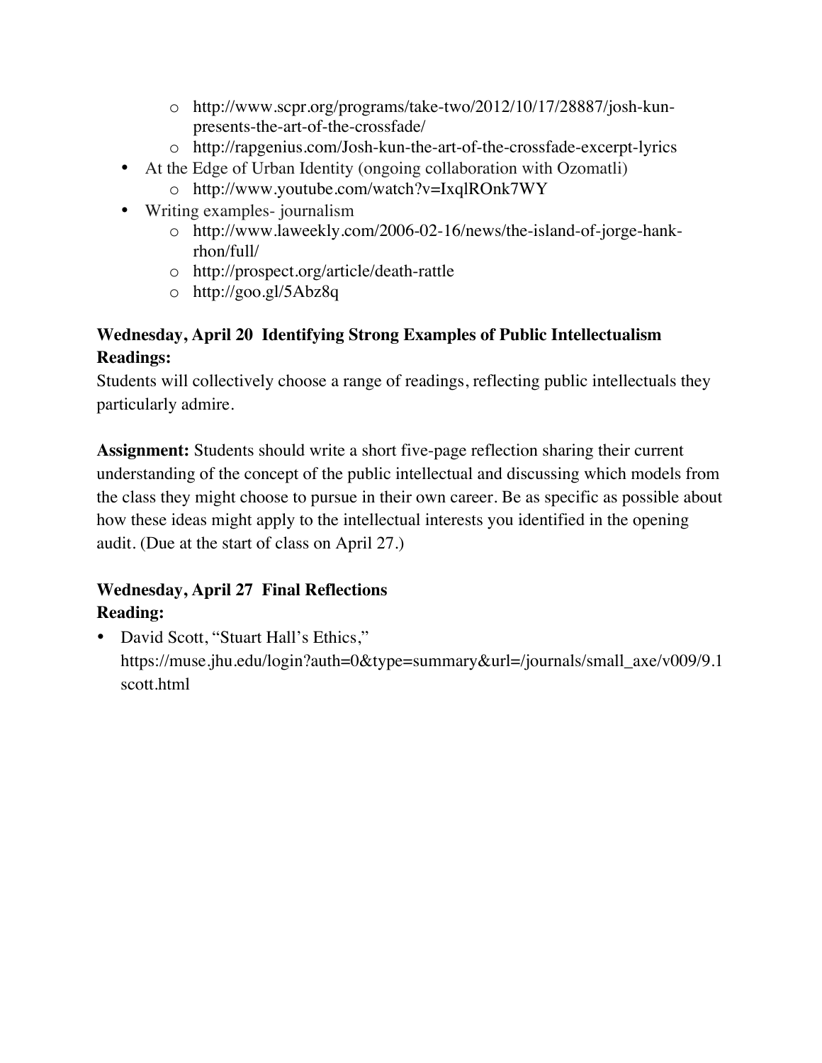- http://www.scpr.org/programs/take-two/2012/10/17/28887/josh-kun-presents-the-art-of-the-crossfade/
  - http://rapgenius.com/Josh-kun-the-art-of-the-crossfade-excerpt-lyrics
- At the Edge of Urban Identity (ongoing collaboration with Ozomatli)
  - http://www.youtube.com/watch?v=IxqlROnk7WY
- Writing examples- journalism
  - http://www.laweekly.com/2006-02-16/news/the-island-of-jorge-hank-rhon/full/
  - http://prospect.org/article/death-rattle
  - http://goo.gl/5Abz8q

**Wednesday, April 20 Identifying Strong Examples of Public Intellectualism**
**Readings:**
Students will collectively choose a range of readings, reflecting public intellectuals they particularly admire.

**Assignment:** Students should write a short five-page reflection sharing their current understanding of the concept of the public intellectual and discussing which models from the class they might choose to pursue in their own career. Be as specific as possible about how these ideas might apply to the intellectual interests you identified in the opening audit. (Due at the start of class on April 27.)

**Wednesday, April 27 Final Reflections**
**Reading:**

- David Scott, "Stuart Hall's Ethics," https://muse.jhu.edu/login?auth=0&type=summary&url=/journals/small_axe/v009/9.1scott.html